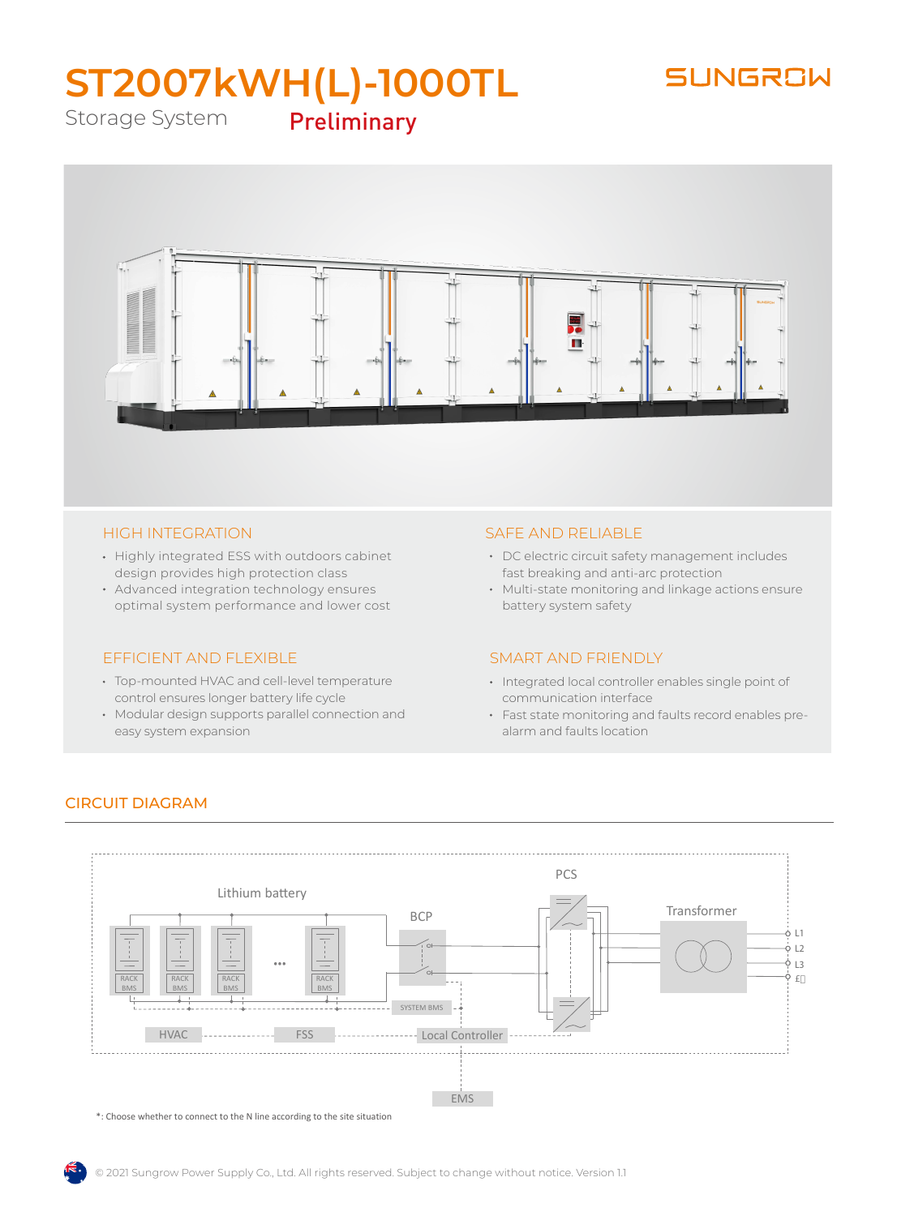# ST2007kWH(L)-1000TL

Storage System **Preliminary**

SUNGROW

## HIGH INTEGRATION

- Highly integrated ESS with outdoors cabinet design provides high protection class
- Advanced integration technology ensures optimal system performance and lower cost

## SAFE AND RELIABLE

- DC electric circuit safety management includes fast breaking and anti-arc protection
- Multi-state monitoring and linkage actions ensure battery system safety

## EFFICIENT AND FLEXIBLE

- Top-mounted HVAC and cell-level temperature control ensures longer battery life cycle
- Modular design supports parallel connection and easy system expansion

## SMART AND FRIENDLY

- Integrated local controller enables single point of communication interface
- Fast state monitoring and faults record enables pre-alarm and faults location

## CIRCUIT DIAGRAM

Lithium battery

RACK BMS | RACK BMS | RACK BMS | ... | RACK BMS

BCP

PCS

Transformer

L1
L2
L3
£*

SYSTEM BMS

HVAC
FSS
Local Controller
EMS

*: Choose whether to connect to the N line according to the site situation

© 2021 Sungrow Power Supply Co., Ltd. All rights reserved. Subject to change without notice. Version 1.1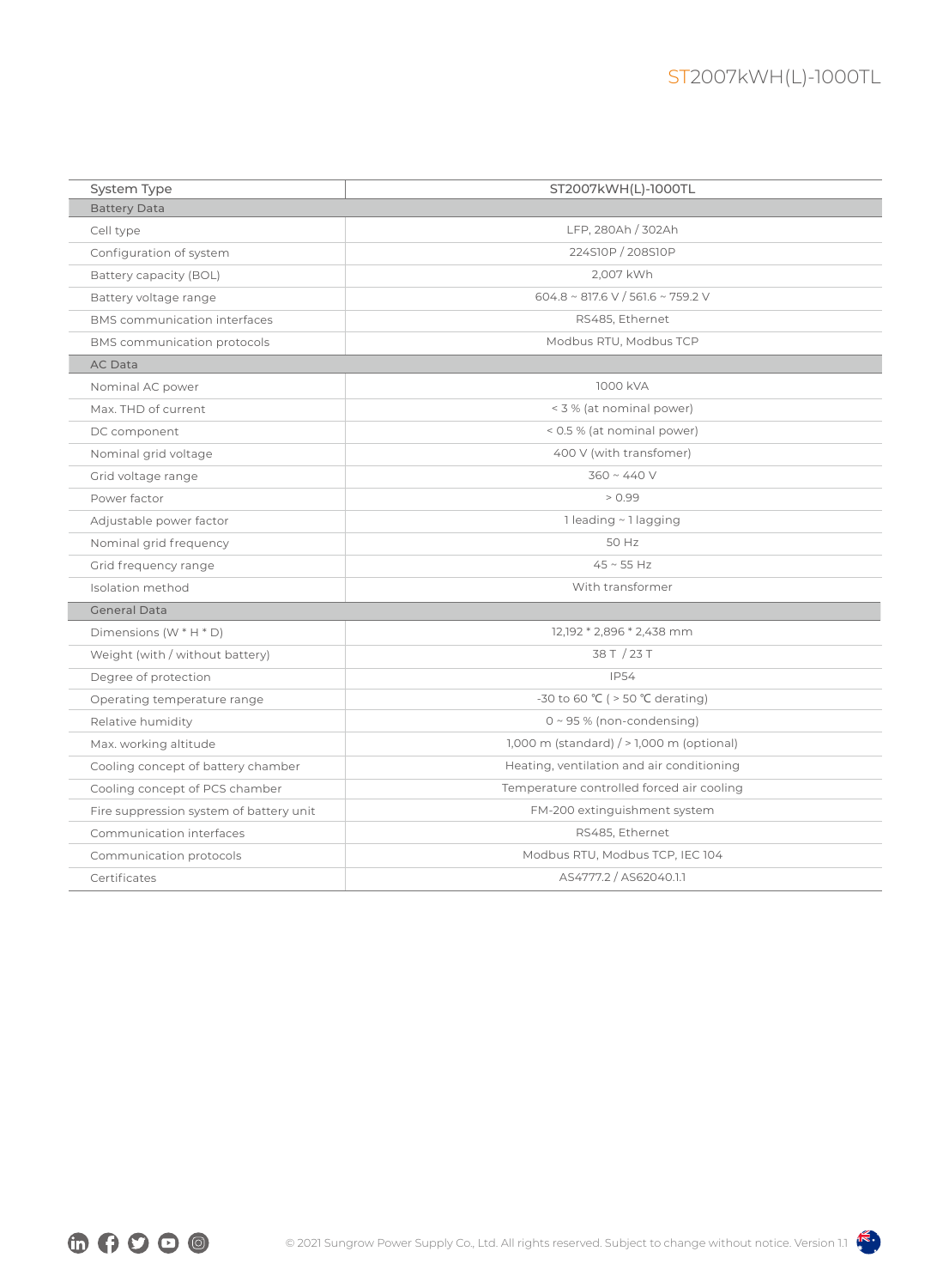# ST2007kWH(L)-1000TL

| System Type | ST2007kWH(L)-1000TL |
|---|---|
| **Battery Data** | |
| Cell type | LFP, 280Ah / 302Ah |
| Configuration of system | 224S10P / 208S10P |
| Battery capacity (BOL) | 2,007 kWh |
| Battery voltage range | 604.8 ~ 817.6 V / 561.6 ~ 759.2 V |
| BMS communication interfaces | RS485, Ethernet |
| BMS communication protocols | Modbus RTU, Modbus TCP |
| **AC Data** | |
| Nominal AC power | 1000 kVA |
| Max. THD of current | < 3 % (at nominal power) |
| DC component | < 0.5 % (at nominal power) |
| Nominal grid voltage | 400 V (with transfomer) |
| Grid voltage range | 360 ~ 440 V |
| Power factor | > 0.99 |
| Adjustable power factor | 1 leading ~ 1 lagging |
| Nominal grid frequency | 50 Hz |
| Grid frequency range | 45 ~ 55 Hz |
| Isolation method | With transformer |
| **General Data** | |
| Dimensions (W * H * D) | 12,192 * 2,896 * 2,438 mm |
| Weight (with / without battery) | 38 T / 23 T |
| Degree of protection | IP54 |
| Operating temperature range | -30 to 60 ℃ ( > 50 ℃ derating) |
| Relative humidity | 0 ~ 95 % (non-condensing) |
| Max. working altitude | 1,000 m (standard) / > 1,000 m (optional) |
| Cooling concept of battery chamber | Heating, ventilation and air conditioning |
| Cooling concept of PCS chamber | Temperature controlled forced air cooling |
| Fire suppression system of battery unit | FM-200 extinguishment system |
| Communication interfaces | RS485, Ethernet |
| Communication protocols | Modbus RTU, Modbus TCP, IEC 104 |
| Certificates | AS4777.2 / AS62040.1.1 |

© 2021 Sungrow Power Supply Co., Ltd. All rights reserved. Subject to change without notice. Version 1.1